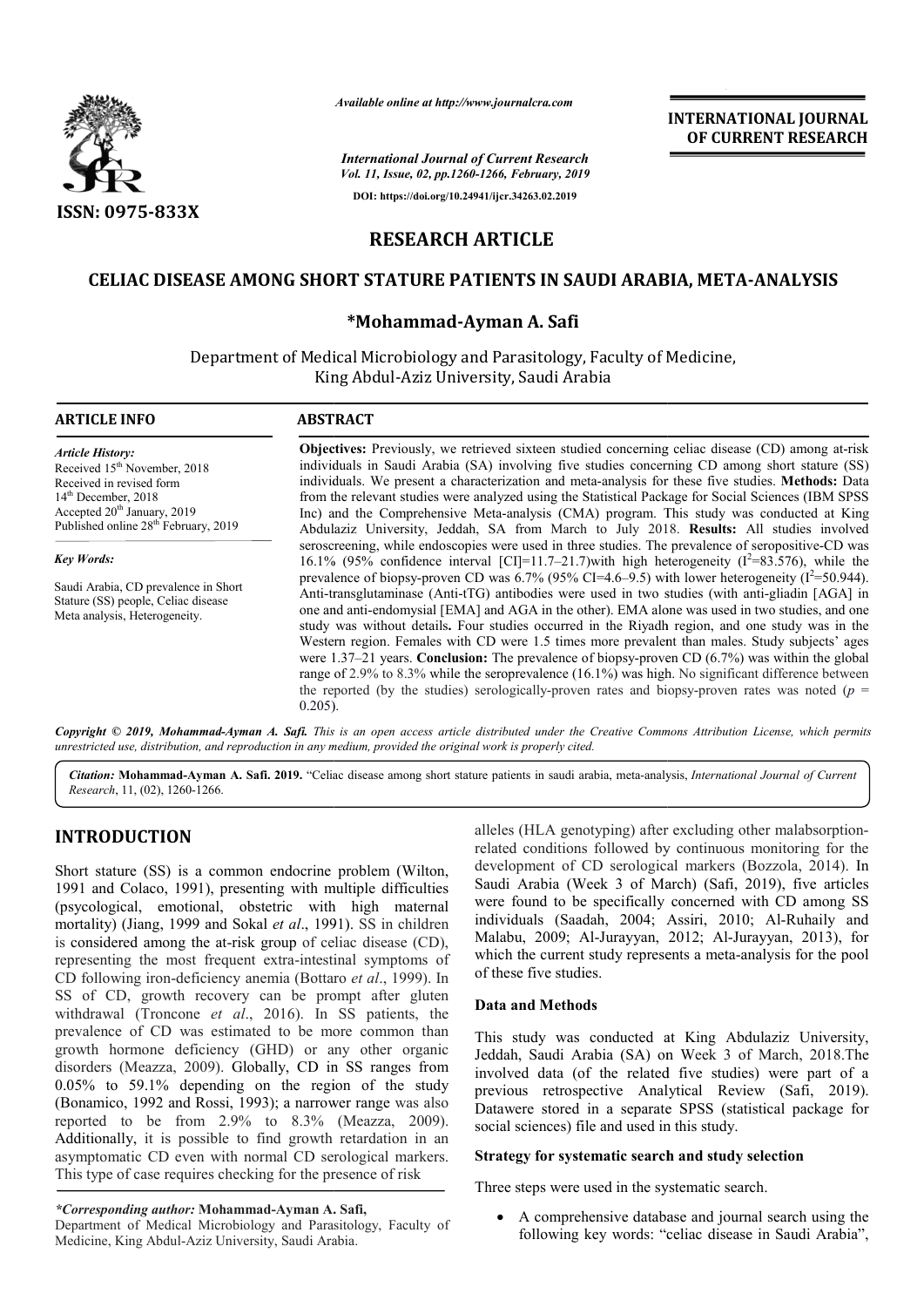# RESEARCH ARTICLE

## CELIAC DISEASE AMONG SHORT STATURE PATIENTS IN SAUDI ARABIA, META-ANALYSIS

**\*Mohammad-Ayman A. Safi**

Department of Medical Microbiology and Parasitology, Faculty of Medicine, King Abdul-Aziz University, Saudi Arabia

### ARTICLE INFO

*Article History:*
Received 15[th] November, 2018
Received in revised form 14[th] December, 2018
Accepted 20[th] January, 2019
Published online 28[th] February, 2019

*Key Words:*
Saudi Arabia, CD prevalence in Short Stature (SS) people, Celiac disease Meta analysis, Heterogeneity.

### ABSTRACT

**Objectives:** Previously, we retrieved sixteen studied concerning celiac disease (CD) among at-risk individuals in Saudi Arabia (SA) involving five studies concerning CD among short stature (SS) individuals. We present a characterization and meta-analysis for these five studies. **Methods:** Data from the relevant studies were analyzed using the Statistical Package for Social Sciences (IBM SPSS Inc) and the Comprehensive Meta-analysis (CMA) program. This study was conducted at King Abdulaziz University, Jeddah, SA from March to July 2018. **Results:** All studies involved seroscreening, while endoscopies were used in three studies. The prevalence of seropositive-CD was 16.1% (95% confidence interval [CI]=11.7–21.7)with high heterogeneity ($I^2$=83.576), while the prevalence of biopsy-proven CD was 6.7% (95% CI=4.6–9.5) with lower heterogeneity ($I^2$=50.944). Anti-transglutaminase (Anti-tTG) antibodies were used in two studies (with anti-gliadin [AGA] in one and anti-endomysial [EMA] and AGA in the other). EMA alone was used in two studies, and one study was without details**.** Four studies occurred in the Riyadh region, and one study was in the Western region. Females with CD were 1.5 times more prevalent than males. Study subjects' ages were 1.37–21 years. **Conclusion:** The prevalence of biopsy-proven CD (6.7%) was within the global range of 2.9% to 8.3% while the seroprevalence (16.1%) was high. No significant difference between the reported (by the studies) serologically-proven rates and biopsy-proven rates was noted ($p$ = 0.205).

*Copyright © 2019, Mohammad-Ayman A. Safi. This is an open access article distributed under the Creative Commons Attribution License, which permits unrestricted use, distribution, and reproduction in any medium, provided the original work is properly cited.*

*Citation:* **Mohammad-Ayman A. Safi. 2019.** "Celiac disease among short stature patients in saudi arabia, meta-analysis, *International Journal of Current Research*, 11, (02), 1260-1266.

## INTRODUCTION

Short stature (SS) is a common endocrine problem (Wilton, 1991 and Colaco, 1991), presenting with multiple difficulties (psycological, emotional, obstetric with high maternal mortality) (Jiang, 1999 and Sokal *et al*., 1991). SS in children is considered among the at-risk group of celiac disease (CD), representing the most frequent extra-intestinal symptoms of CD following iron-deficiency anemia (Bottaro *et al*., 1999). In SS of CD, growth recovery can be prompt after gluten withdrawal (Troncone *et al*., 2016). In SS patients, the prevalence of CD was estimated to be more common than growth hormone deficiency (GHD) or any other organic disorders (Meazza, 2009). Globally, CD in SS ranges from 0.05% to 59.1% depending on the region of the study (Bonamico, 1992 and Rossi, 1993); a narrower range was also reported to be from 2.9% to 8.3% (Meazza, 2009). Additionally, it is possible to find growth retardation in an asymptomatic CD even with normal CD serological markers. This type of case requires checking for the presence of risk alleles (HLA genotyping) after excluding other malabsorption-related conditions followed by continuous monitoring for the development of CD serological markers (Bozzola, 2014). In Saudi Arabia (Week 3 of March) (Safi, 2019), five articles were found to be specifically concerned with CD among SS individuals (Saadah, 2004; Assiri, 2010; Al-Ruhaily and Malabu, 2009; Al-Jurayyan, 2012; Al-Jurayyan, 2013), for which the current study represents a meta-analysis for the pool of these five studies.

### Data and Methods

This study was conducted at King Abdulaziz University, Jeddah, Saudi Arabia (SA) on Week 3 of March, 2018.The involved data (of the related five studies) were part of a previous retrospective Analytical Review (Safi, 2019). Datawere stored in a separate SPSS (statistical package for social sciences) file and used in this study.

### Strategy for systematic search and study selection

Three steps were used in the systematic search.

- A comprehensive database and journal search using the following key words: "celiac disease in Saudi Arabia",

*\*Corresponding author:* **Mohammad-Ayman A. Safi,**
Department of Medical Microbiology and Parasitology, Faculty of Medicine, King Abdul-Aziz University, Saudi Arabia.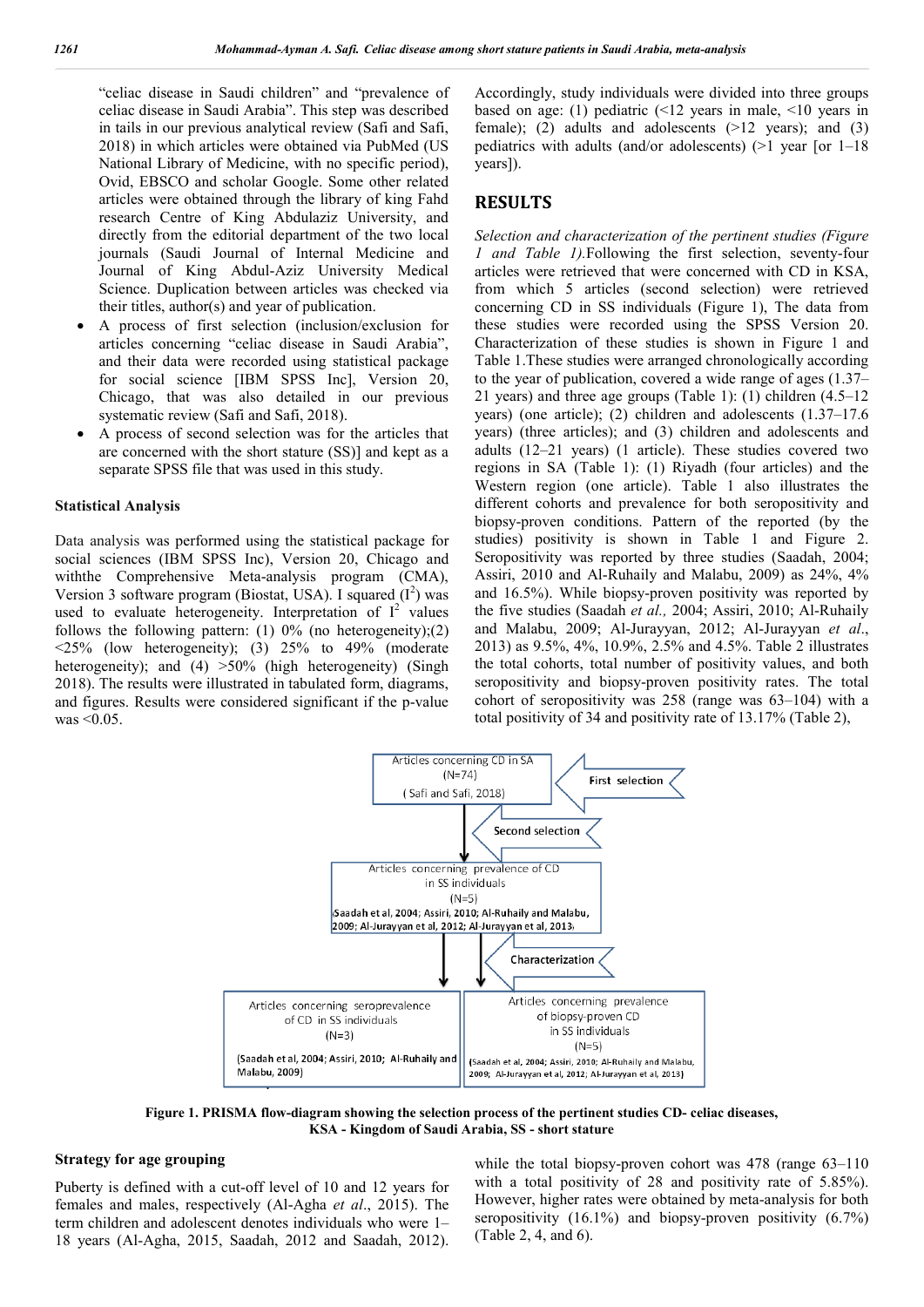"celiac disease in Saudi children" and "prevalence of celiac disease in Saudi Arabia". This step was described in tails in our previous analytical review (Safi and Safi, 2018) in which articles were obtained via PubMed (US National Library of Medicine, with no specific period), Ovid, EBSCO and scholar Google. Some other related articles were obtained through the library of king Fahd research Centre of King Abdulaziz University, and directly from the editorial department of the two local journals (Saudi Journal of Internal Medicine and Journal of King Abdul-Aziz University Medical Science. Duplication between articles was checked via their titles, author(s) and year of publication.

- A process of first selection (inclusion/exclusion for articles concerning "celiac disease in Saudi Arabia", and their data were recorded using statistical package for social science [IBM SPSS Inc], Version 20, Chicago, that was also detailed in our previous systematic review (Safi and Safi, 2018).
- A process of second selection was for the articles that are concerned with the short stature (SS)] and kept as a separate SPSS file that was used in this study.

### Statistical Analysis

Data analysis was performed using the statistical package for social sciences (IBM SPSS Inc), Version 20, Chicago and withthe Comprehensive Meta-analysis program (CMA), Version 3 software program (Biostat, USA). I squared ($I^2$) was used to evaluate heterogeneity. Interpretation of $I^2$ values follows the following pattern: (1) 0% (no heterogeneity);(2) <25% (low heterogeneity); (3) 25% to 49% (moderate heterogeneity); and (4) >50% (high heterogeneity) (Singh 2018). The results were illustrated in tabulated form, diagrams, and figures. Results were considered significant if the p-value was <0.05.

### Strategy for age grouping

Puberty is defined with a cut-off level of 10 and 12 years for females and males, respectively (Al-Agha *et al*., 2015). The term children and adolescent denotes individuals who were 1–18 years (Al-Agha, 2015, Saadah, 2012 and Saadah, 2012). Accordingly, study individuals were divided into three groups based on age: (1) pediatric (<12 years in male, <10 years in female); (2) adults and adolescents (>12 years); and (3) pediatrics with adults (and/or adolescents) (>1 year [or 1–18 years]).

## RESULTS

*Selection and characterization of the pertinent studies (Figure 1 and Table 1).*Following the first selection, seventy-four articles were retrieved that were concerned with CD in KSA, from which 5 articles (second selection) were retrieved concerning CD in SS individuals (Figure 1), The data from these studies were recorded using the SPSS Version 20. Characterization of these studies is shown in Figure 1 and Table 1.These studies were arranged chronologically according to the year of publication, covered a wide range of ages (1.37–21 years) and three age groups (Table 1): (1) children (4.5–12 years) (one article); (2) children and adolescents (1.37–17.6 years) (three articles); and (3) children and adolescents and adults (12–21 years) (1 article). These studies covered two regions in SA (Table 1): (1) Riyadh (four articles) and the Western region (one article). Table 1 also illustrates the different cohorts and prevalence for both seropositivity and biopsy-proven conditions. Pattern of the reported (by the studies) positivity is shown in Table 1 and Figure 2. Seropositivity was reported by three studies (Saadah, 2004; Assiri, 2010 and Al-Ruhaily and Malabu, 2009) as 24%, 4% and 16.5%). While biopsy-proven positivity was reported by the five studies (Saadah *et al.,* 2004; Assiri, 2010; Al-Ruhaily and Malabu, 2009; Al-Jurayyan, 2012; Al-Jurayyan *et al*., 2013) as 9.5%, 4%, 10.9%, 2.5% and 4.5%. Table 2 illustrates the total cohorts, total number of positivity values, and both seropositivity and biopsy-proven positivity rates. The total cohort of seropositivity was 258 (range was 63–104) with a total positivity of 34 and positivity rate of 13.17% (Table 2), while the total biopsy-proven cohort was 478 (range 63–110 with a total positivity of 28 and positivity rate of 5.85%). However, higher rates were obtained by meta-analysis for both seropositivity (16.1%) and biopsy-proven positivity (6.7%) (Table 2, 4, and 6).

Articles concerning CD in SA (N=74) (Safi and Safi, 2018) ← First selection

↓ Second selection

Articles concerning prevalence of CD in SS individuals (N=5) (Saadah et al, 2004; Assiri, 2010; Al-Ruhaily and Malabu, 2009; Al-Jurayyan et al, 2012; Al-Jurayyan et al, 2013)

↓ Characterization

| Articles concerning seroprevalence of CD in SS individuals (N=3) (Saadah et al, 2004; Assiri, 2010; Al-Ruhaily and Malabu, 2009) | Articles concerning prevalence of biopsy-proven CD in SS individuals (N=5) (Saadah et al, 2004; Assiri, 2010; Al-Ruhaily and Malabu, 2009; Al-Jurayyan et al, 2012; Al-Jurayyan et al, 2013) |
|---|---|

**Figure 1. PRISMA flow-diagram showing the selection process of the pertinent studies CD- celiac diseases, KSA - Kingdom of Saudi Arabia, SS - short stature**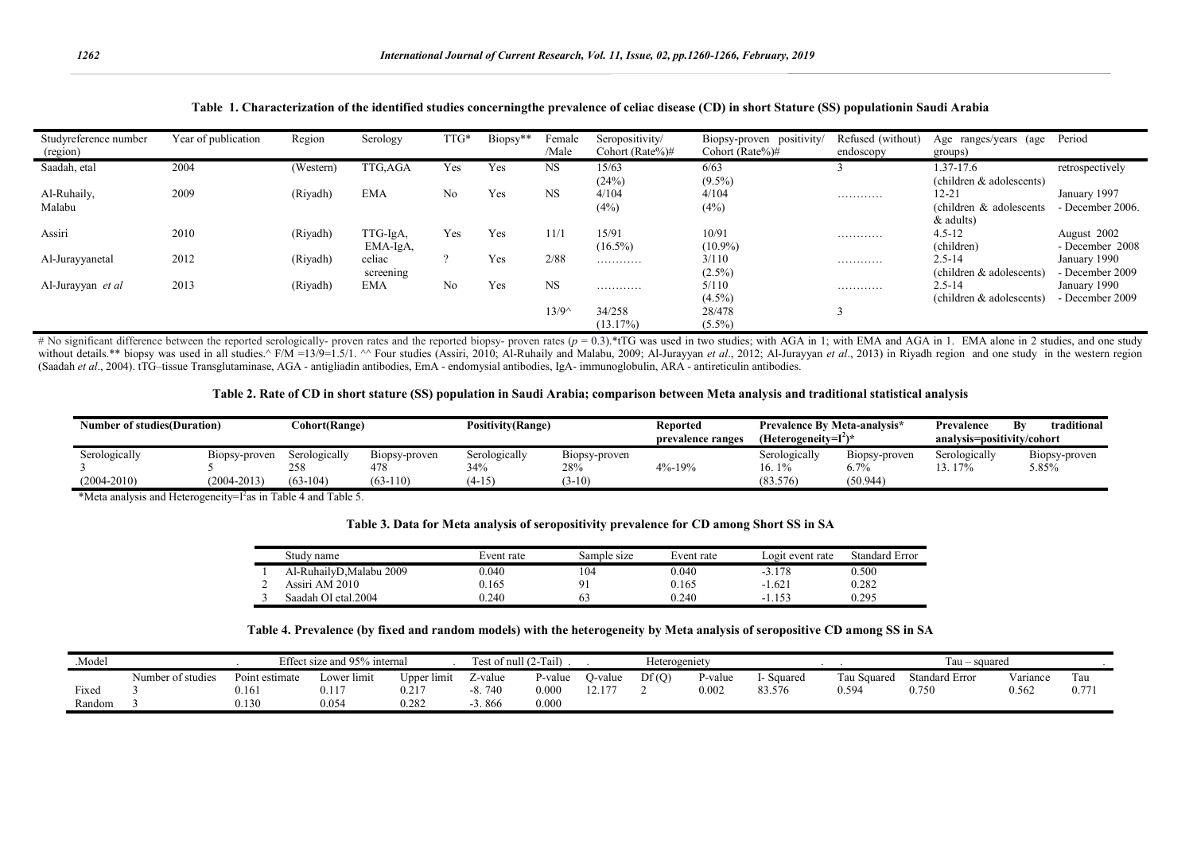**Table 1. Characterization of the identified studies concerningthe prevalence of celiac disease (CD) in short Stature (SS) populationin Saudi Arabia**

| Studyreference number (region) | Year of publication | Region | Serology | TTG* | Biopsy** | Female /Male | Seropositivity/ Cohort (Rate%)# | Biopsy-proven positivity/ Cohort (Rate%)# | Refused (without) endoscopy | Age ranges/years (age groups) | Period |
|---|---|---|---|---|---|---|---|---|---|---|---|
| Saadah, etal | 2004 | (Western) | TTG,AGA | Yes | Yes | NS | 15/63 (24%) | 6/63 (9.5%) | 3 | 1.37-17.6 (children & adolescents) | retrospectively |
| Al-Ruhaily, Malabu | 2009 | (Riyadh) | EMA | No | Yes | NS | 4/104 (4%) | 4/104 (4%) | ………… | 12-21 (children & adolescents & adults) | January 1997 - December 2006. |
| Assiri | 2010 | (Riyadh) | TTG-IgA, EMA-IgA, | Yes | Yes | 11/1 | 15/91 (16.5%) | 10/91 (10.9%) | ………… | 4.5-12 (children) | August 2002 - December 2008 |
| Al-Jurayyanetal | 2012 | (Riyadh) | celiac screening | ? | Yes | 2/88 | ………… | 3/110 (2.5%) | ………… | 2.5-14 (children & adolescents) | January 1990 - December 2009 |
| Al-Jurayyan *et al* | 2013 | (Riyadh) | EMA | No | Yes | NS | ………… | 5/110 (4.5%) | ………… | 2.5-14 (children & adolescents) | January 1990 - December 2009 |
| | | | | | | 13/9^ | 34/258 (13.17%) | 28/478 (5.5%) | 3 | | |

# No significant difference between the reported serologically- proven rates and the reported biopsy- proven rates ($p = 0.3$).*tTG was used in two studies; with AGA in 1; with EMA and AGA in 1. EMA alone in 2 studies, and one study without details.** biopsy was used in all studies.^ F/M =13/9=1.5/1. ^^ Four studies (Assiri, 2010; Al-Ruhaily and Malabu, 2009; Al-Jurayyan *et al*., 2012; Al-Jurayyan *et al*., 2013) in Riyadh region and one study in the western region (Saadah *et al*., 2004). tTG–tissue Transglutaminase, AGA - antigliadin antibodies, EmA - endomysial antibodies, IgA- immunoglobulin, ARA - antireticulin antibodies.

**Table 2. Rate of CD in short stature (SS) population in Saudi Arabia; comparison between Meta analysis and traditional statistical analysis**

| Number of studies(Duration) | | Cohort(Range) | | Positivity(Range) | | Reported prevalence ranges | Prevalence By Meta-analysis* (Heterogeneity=$I^2$)* | | Prevalence By traditional analysis=positivity/cohort | |
|---|---|---|---|---|---|---|---|---|---|---|
| Serologically 3 (2004-2010) | Biopsy-proven 5 (2004-2013) | Serologically 258 (63-104) | Biopsy-proven 478 (63-110) | Serologically 34% (4-15) | Biopsy-proven 28% (3-10) | 4%-19% | Serologically 16. 1% (83.576) | Biopsy-proven 6.7% (50.944) | Serologically 13. 17% | Biopsy-proven 5.85% |

*Meta analysis and Heterogeneity=$I^2$as in Table 4 and Table 5.

**Table 3. Data for Meta analysis of seropositivity prevalence for CD among Short SS in SA**

| | Study name | Event rate | Sample size | Event rate | Logit event rate | Standard Error |
|---|---|---|---|---|---|---|
| 1 | Al-RuhailyD,Malabu 2009 | 0.040 | 104 | 0.040 | -3.178 | 0.500 |
| 2 | Assiri AM 2010 | 0.165 | 91 | 0.165 | -1.621 | 0.282 |
| 3 | Saadah OI etal.2004 | 0.240 | 63 | 0.240 | -1.153 | 0.295 |

**Table 4. Prevalence (by fixed and random models) with the heterogeneity by Meta analysis of seropositive CD among SS in SA**

| .Model | | Effect size and 95% internal | | | Test of null (2-Tail) | | Heterogeniety | | | | Tau – squared | | | |
|---|---|---|---|---|---|---|---|---|---|---|---|---|---|---|
| | Number of studies | Point estimate | Lower limit | Upper limit | Z-value | P-value | Q-value | Df (Q) | P-value | I- Squared | Tau Squared | Standard Error | Variance | Tau |
| Fixed | 3 | 0.161 | 0.117 | 0.217 | -8. 740 | 0.000 | 12.177 | 2 | 0.002 | 83.576 | 0.594 | 0.750 | 0.562 | 0.771 |
| Random | 3 | 0.130 | 0.054 | 0.282 | -3. 866 | 0.000 | | | | | | | | |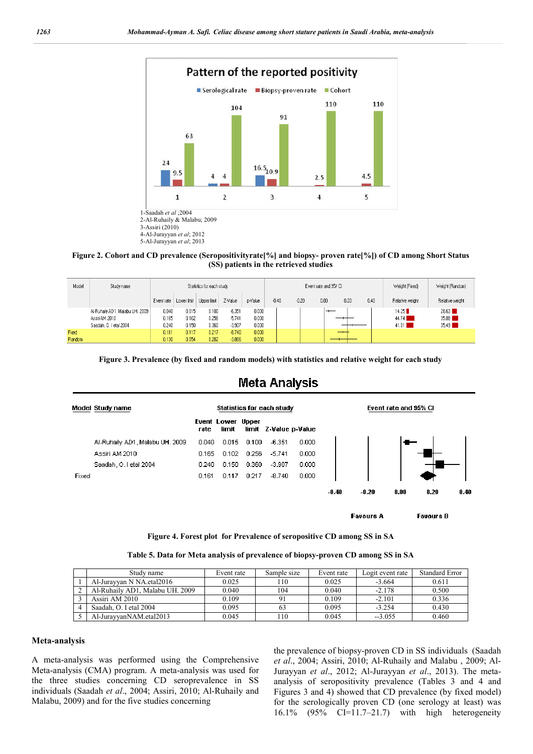1-Saadah *et al* ;2004
2-Al-Ruhaily & Malabu; 2009
3-Assiri (2010)
4-Al-Jurayyan *et al*; 2012
5-Al-Jurayyan *et al*; 2013

**Figure 2. Cohort and CD prevalence (Seropositivityrate[%] and biopsy- proven rate[%]) of CD among Short Status (SS) patients in the retrieved studies**

| Model | Study name | Event rate | Lower limit | Upper limit | Z-Value | p-Value | Weight (Fixed) Relative weight | Weight (Random) Relative weight |
|---|---|---|---|---|---|---|---|---|
| | Al-Ruhaily AD1, Malabu UH. 2009 | 0.040 | 0.015 | 0.100 | -6.351 | 0.000 | 14.25 | 28.63 |
| | Assiri AM 2010 | 0.165 | 0.102 | 0.256 | -5.741 | 0.000 | 44.74 | 35.88 |
| | Saadah, O. I etal 2004 | 0.240 | 0.150 | 0.360 | -3.907 | 0.000 | 41.01 | 35.49 |
| Fixed | | 0.161 | 0.117 | 0.217 | -8.740 | 0.000 | | |
| Random | | 0.130 | 0.054 | 0.282 | -3.866 | 0.000 | | |

**Figure 3. Prevalence (by fixed and random models) with statistics and relative weight for each study**

Meta Analysis

| Model | Study name | Event rate | Lower limit | Upper limit | Z-Value | p-Value |
|---|---|---|---|---|---|---|
| | Al-Ruhaily AD1, Malabu UH. 2009 | 0.040 | 0.015 | 0.100 | -6.351 | 0.000 |
| | Assiri AM 2010 | 0.165 | 0.102 | 0.256 | -5.741 | 0.000 |
| | Saadah, O.I etal 2004 | 0.240 | 0.150 | 0.360 | -3.907 | 0.000 |
| Fixed | | 0.161 | 0.117 | 0.217 | -8.740 | 0.000 |

Favours A     Favours B

**Figure 4. Forest plot for Prevalence of seropositive CD among SS in SA**

**Table 5. Data for Meta analysis of prevalence of biopsy-proven CD among SS in SA**

| | Study name | Event rate | Sample size | Event rate | Logit event rate | Standard Error |
|---|---|---|---|---|---|---|
| 1 | Al-Jurayyan N NA.etal2016 | 0.025 | 110 | 0.025 | -3.664 | 0.611 |
| 2 | Al-Ruhaily AD1, Malabu UH. 2009 | 0.040 | 104 | 0.040 | -2.178 | 0.500 |
| 3 | Assiri AM 2010 | 0.109 | 91 | 0.109 | -2.101 | 0.336 |
| 4 | Saadah, O. I etal 2004 | 0.095 | 63 | 0.095 | -3.254 | 0.430 |
| 5 | Al-JurayyanNAM.etal2013 | 0.045 | 110 | 0.045 | --3.055 | 0.460 |

## Meta-analysis

A meta-analysis was performed using the Comprehensive Meta-analysis (CMA) program. A meta-analysis was used for the three studies concerning CD seroprevalence in SS individuals (Saadah *et al*., 2004; Assiri, 2010; Al-Ruhaily and Malabu, 2009) and for the five studies concerning the prevalence of biopsy-proven CD in SS individuals (Saadah *et al*., 2004; Assiri, 2010; Al-Ruhaily and Malabu , 2009; Al-Jurayyan *et al*., 2012; Al-Jurayyan *et al*., 2013). The meta-analysis of seropositivity prevalence (Tables 3 and 4 and Figures 3 and 4) showed that CD prevalence (by fixed model) for the serologically proven CD (one serology at least) was 16.1% (95% CI=11.7–21.7) with high heterogeneity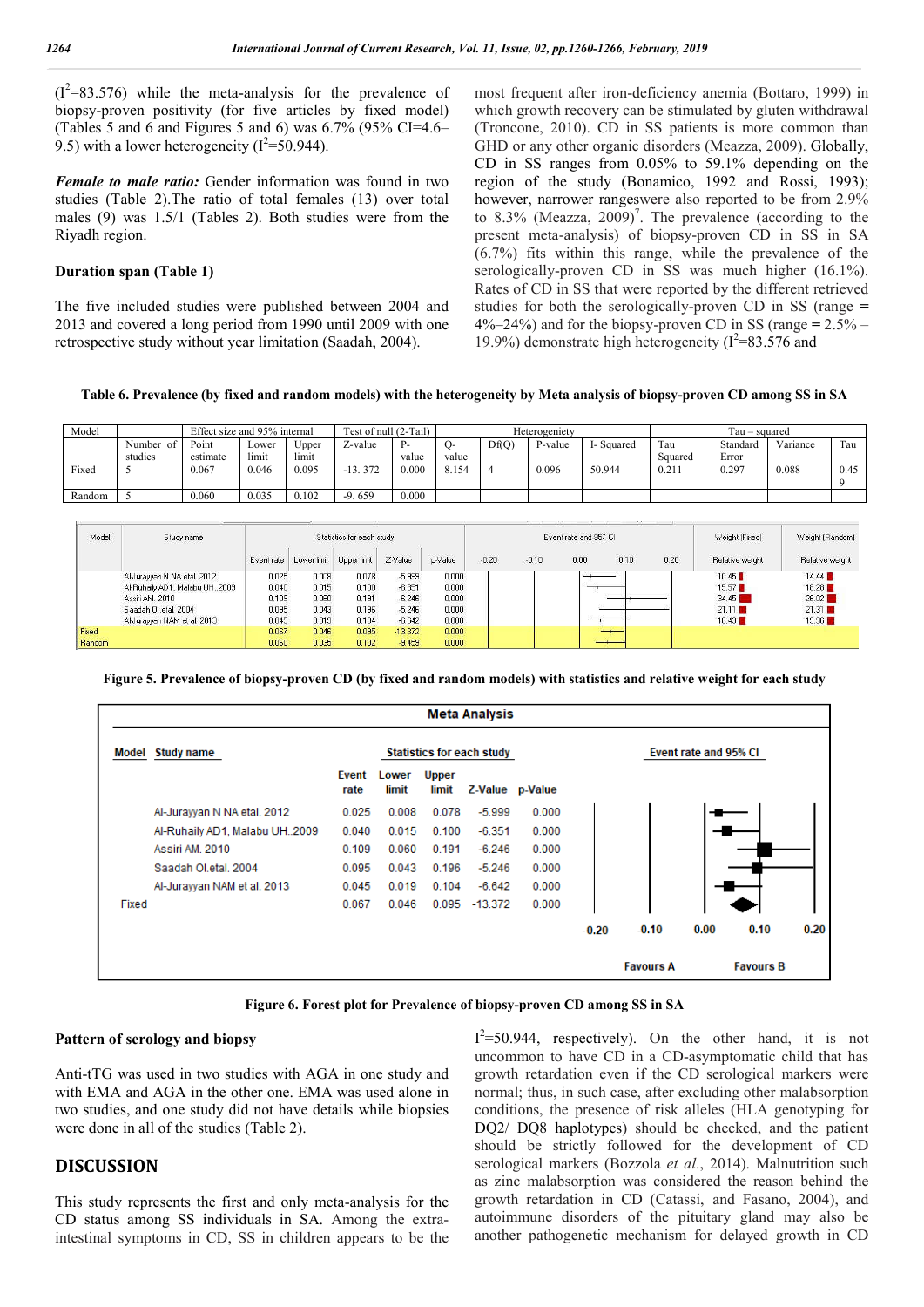($I^2$=83.576) while the meta-analysis for the prevalence of biopsy-proven positivity (for five articles by fixed model) (Tables 5 and 6 and Figures 5 and 6) was 6.7% (95% CI=4.6–9.5) with a lower heterogeneity ($I^2$=50.944).

***Female to male ratio:*** Gender information was found in two studies (Table 2).The ratio of total females (13) over total males (9) was 1.5/1 (Tables 2). Both studies were from the Riyadh region.

**Duration span (Table 1)**

The five included studies were published between 2004 and 2013 and covered a long period from 1990 until 2009 with one retrospective study without year limitation (Saadah, 2004).

**Table 6. Prevalence (by fixed and random models) with the heterogeneity by Meta analysis of biopsy-proven CD among SS in SA**

| Model | | Effect size and 95% internal | | | Test of null (2-Tail) | | Heterogeneity | | | | Tau – squared | | | |
|---|---|---|---|---|---|---|---|---|---|---|---|---|---|---|
| | Number of studies | Point estimate | Lower limit | Upper limit | Z-value | P-value | Q-value | Df(Q) | P-value | I- Squared | Tau Squared | Standard Error | Variance | Tau |
| Fixed | 5 | 0.067 | 0.046 | 0.095 | -13. 372 | 0.000 | 8.154 | 4 | 0.096 | 50.944 | 0.211 | 0.297 | 0.088 | 0.459 |
| Random | 5 | 0.060 | 0.035 | 0.102 | -9. 659 | 0.000 | | | | | | | | |

| Model | Study name | Event rate | Lower limit | Upper limit | Z-Value | p-Value | Relative weight (Fixed) | Relative weight (Random) |
|---|---|---|---|---|---|---|---|---|
| | Al-Jurayyan N NA etal. 2012 | 0.025 | 0.008 | 0.078 | -5.999 | 0.000 | 10.45 | 14.44 |
| | Al-Ruhaily AD1, Malabu UH..2009 | 0.040 | 0.015 | 0.100 | -6.351 | 0.000 | 15.57 | 18.28 |
| | Assiri AM. 2010 | 0.109 | 0.060 | 0.191 | -6.246 | 0.000 | 34.45 | 26.02 |
| | Saadah OI.etal. 2004 | 0.095 | 0.043 | 0.196 | -5.246 | 0.000 | 21.11 | 21.31 |
| | Al-Jurayyan NAM et al. 2013 | 0.045 | 0.019 | 0.104 | -6.642 | 0.000 | 18.43 | 19.96 |
| Fixed | | 0.067 | 0.046 | 0.095 | -13.372 | 0.000 | | |
| Random | | 0.060 | 0.035 | 0.102 | -9.459 | 0.000 | | |

Figure 5. Prevalence of biopsy-proven CD (by fixed and random models) with statistics and relative weight for each study

**Meta Analysis**

| Model | Study name | Event rate | Lower limit | Upper limit | Z-Value | p-Value |
|---|---|---|---|---|---|---|
| | Al-Jurayyan N NA etal. 2012 | 0.025 | 0.008 | 0.078 | -5.999 | 0.000 |
| | Al-Ruhaily AD1, Malabu UH..2009 | 0.040 | 0.015 | 0.100 | -6.351 | 0.000 |
| | Assiri AM. 2010 | 0.109 | 0.060 | 0.191 | -6.246 | 0.000 |
| | Saadah OI.etal. 2004 | 0.095 | 0.043 | 0.196 | -5.246 | 0.000 |
| | Al-Jurayyan NAM et al. 2013 | 0.045 | 0.019 | 0.104 | -6.642 | 0.000 |
| Fixed | | 0.067 | 0.046 | 0.095 | -13.372 | 0.000 |

Event rate and 95% CI: -0.20, -0.10, 0.00, 0.10, 0.20 — Favours A / Favours B

Figure 6. Forest plot for Prevalence of biopsy-proven CD among SS in SA

**Pattern of serology and biopsy**

Anti-tTG was used in two studies with AGA in one study and with EMA and AGA in the other one. EMA was used alone in two studies, and one study did not have details while biopsies were done in all of the studies (Table 2).

## DISCUSSION

This study represents the first and only meta-analysis for the CD status among SS individuals in SA. Among the extra-intestinal symptoms in CD, SS in children appears to be the most frequent after iron-deficiency anemia (Bottaro, 1999) in which growth recovery can be stimulated by gluten withdrawal (Troncone, 2010). CD in SS patients is more common than GHD or any other organic disorders (Meazza, 2009). Globally, CD in SS ranges from 0.05% to 59.1% depending on the region of the study (Bonamico, 1992 and Rossi, 1993); however, narrower rangeswere also reported to be from 2.9% to 8.3% (Meazza, 2009)[7]. The prevalence (according to the present meta-analysis) of biopsy-proven CD in SS in SA (6.7%) fits within this range, while the prevalence of the serologically-proven CD in SS was much higher (16.1%). Rates of CD in SS that were reported by the different retrieved studies for both the serologically-proven CD in SS (range = 4%–24%) and for the biopsy-proven CD in SS (range = 2.5% – 19.9%) demonstrate high heterogeneity ($I^2$=83.576 and $I^2$=50.944, respectively). On the other hand, it is not uncommon to have CD in a CD-asymptomatic child that has growth retardation even if the CD serological markers were normal; thus, in such case, after excluding other malabsorption conditions, the presence of risk alleles (HLA genotyping for DQ2/ DQ8 haplotypes) should be checked, and the patient should be strictly followed for the development of CD serological markers (Bozzola *et al*., 2014). Malnutrition such as zinc malabsorption was considered the reason behind the growth retardation in CD (Catassi, and Fasano, 2004), and autoimmune disorders of the pituitary gland may also be another pathogenetic mechanism for delayed growth in CD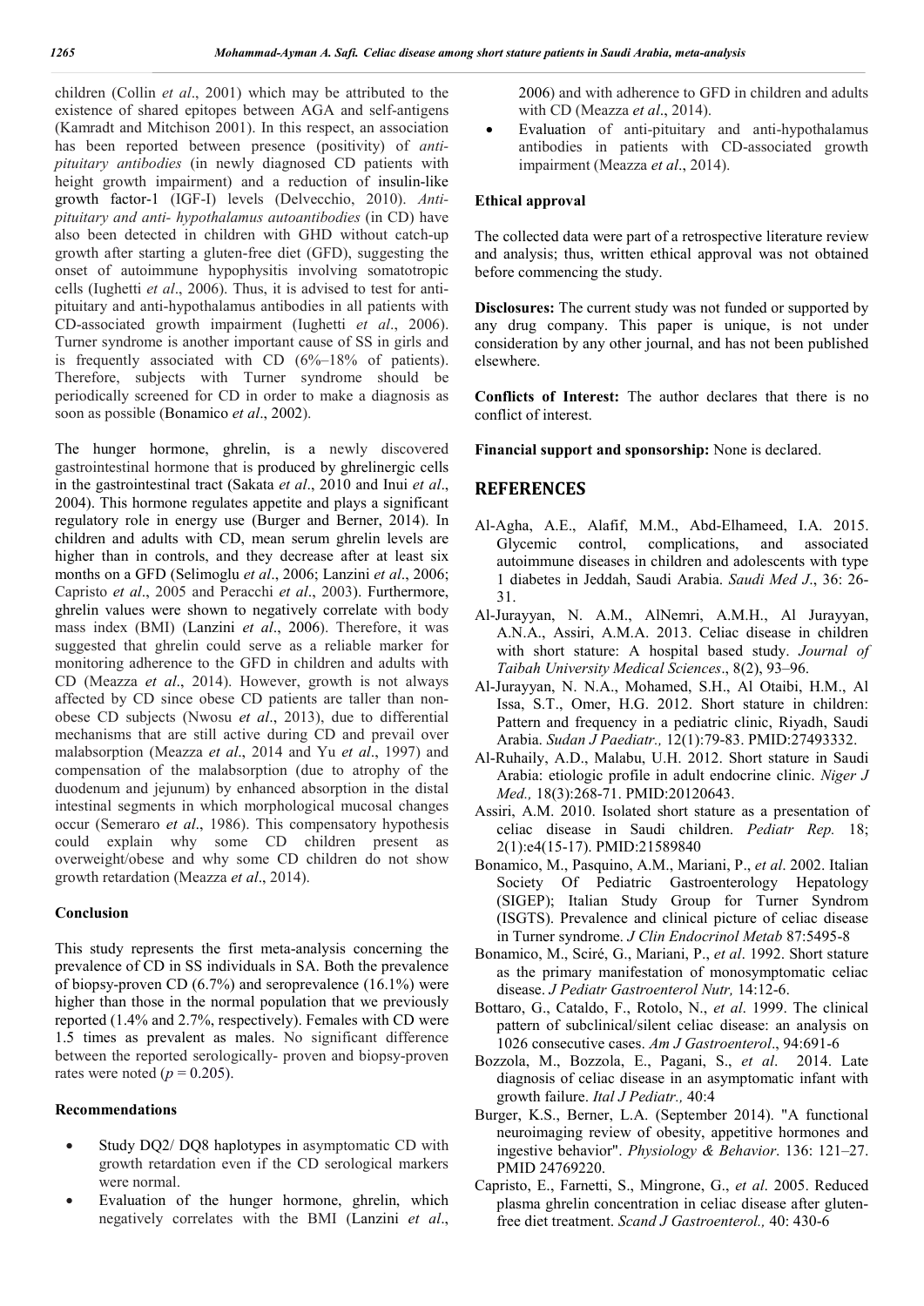children (Collin *et al*., 2001) which may be attributed to the existence of shared epitopes between AGA and self-antigens (Kamradt and Mitchison 2001). In this respect, an association has been reported between presence (positivity) of *anti-pituitary antibodies* (in newly diagnosed CD patients with height growth impairment) and a reduction of insulin-like growth factor-1 (IGF-I) levels (Delvecchio, 2010). *Anti-pituitary and anti- hypothalamus autoantibodies* (in CD) have also been detected in children with GHD without catch-up growth after starting a gluten-free diet (GFD), suggesting the onset of autoimmune hypophysitis involving somatotropic cells (Iughetti *et al*., 2006). Thus, it is advised to test for anti-pituitary and anti-hypothalamus antibodies in all patients with CD-associated growth impairment (Iughetti *et al*., 2006). Turner syndrome is another important cause of SS in girls and is frequently associated with CD (6%–18% of patients). Therefore, subjects with Turner syndrome should be periodically screened for CD in order to make a diagnosis as soon as possible (Bonamico *et al*., 2002).

The hunger hormone, ghrelin, is a newly discovered gastrointestinal hormone that is produced by ghrelinergic cells in the gastrointestinal tract (Sakata *et al*., 2010 and Inui *et al*., 2004). This hormone regulates appetite and plays a significant regulatory role in energy use (Burger and Berner, 2014). In children and adults with CD, mean serum ghrelin levels are higher than in controls, and they decrease after at least six months on a GFD (Selimoglu *et al*., 2006; Lanzini *et al*., 2006; Capristo *et al*., 2005 and Peracchi *et al*., 2003). Furthermore, ghrelin values were shown to negatively correlate with body mass index (BMI) (Lanzini *et al*., 2006). Therefore, it was suggested that ghrelin could serve as a reliable marker for monitoring adherence to the GFD in children and adults with CD (Meazza *et al*., 2014). However, growth is not always affected by CD since obese CD patients are taller than non-obese CD subjects (Nwosu *et al*., 2013), due to differential mechanisms that are still active during CD and prevail over malabsorption (Meazza *et al*., 2014 and Yu *et al*., 1997) and compensation of the malabsorption (due to atrophy of the duodenum and jejunum) by enhanced absorption in the distal intestinal segments in which morphological mucosal changes occur (Semeraro *et al*., 1986). This compensatory hypothesis could explain why some CD children present as overweight/obese and why some CD children do not show growth retardation (Meazza *et al*., 2014).

### Conclusion

This study represents the first meta-analysis concerning the prevalence of CD in SS individuals in SA. Both the prevalence of biopsy-proven CD (6.7%) and seroprevalence (16.1%) were higher than those in the normal population that we previously reported (1.4% and 2.7%, respectively). Females with CD were 1.5 times as prevalent as males. No significant difference between the reported serologically- proven and biopsy-proven rates were noted ($p = 0.205$).

### Recommendations

- Study DQ2/ DQ8 haplotypes in asymptomatic CD with growth retardation even if the CD serological markers were normal.
- Evaluation of the hunger hormone, ghrelin, which negatively correlates with the BMI (Lanzini *et al*., 2006) and with adherence to GFD in children and adults with CD (Meazza *et al*., 2014).
- Evaluation of anti-pituitary and anti-hypothalamus antibodies in patients with CD-associated growth impairment (Meazza *et al*., 2014).

### Ethical approval

The collected data were part of a retrospective literature review and analysis; thus, written ethical approval was not obtained before commencing the study.

**Disclosures:** The current study was not funded or supported by any drug company. This paper is unique, is not under consideration by any other journal, and has not been published elsewhere.

**Conflicts of Interest:** The author declares that there is no conflict of interest.

**Financial support and sponsorship:** None is declared.

## REFERENCES

Al-Agha, A.E., Alafif, M.M., Abd-Elhameed, I.A. 2015. Glycemic control, complications, and associated autoimmune diseases in children and adolescents with type 1 diabetes in Jeddah, Saudi Arabia. *Saudi Med J*., 36: 26-31.

Al-Jurayyan, N. A.M., AlNemri, A.M.H., Al Jurayyan, A.N.A., Assiri, A.M.A. 2013. Celiac disease in children with short stature: A hospital based study. *Journal of Taibah University Medical Sciences*., 8(2), 93–96.

Al-Jurayyan, N. N.A., Mohamed, S.H., Al Otaibi, H.M., Al Issa, S.T., Omer, H.G. 2012. Short stature in children: Pattern and frequency in a pediatric clinic, Riyadh, Saudi Arabia. *Sudan J Paediatr.,* 12(1):79-83. PMID:27493332.

Al-Ruhaily, A.D., Malabu, U.H. 2012. Short stature in Saudi Arabia: etiologic profile in adult endocrine clinic. *Niger J Med.,* 18(3):268-71. PMID:20120643.

Assiri, A.M. 2010. Isolated short stature as a presentation of celiac disease in Saudi children. *Pediatr Rep.* 18; 2(1):e4(15-17). PMID:21589840

Bonamico, M., Pasquino, A.M., Mariani, P., *et al*. 2002. Italian Society Of Pediatric Gastroenterology Hepatology (SIGEP); Italian Study Group for Turner Syndrom (ISGTS). Prevalence and clinical picture of celiac disease in Turner syndrome. *J Clin Endocrinol Metab* 87:5495-8

Bonamico, M., Sciré, G., Mariani, P., *et al*. 1992. Short stature as the primary manifestation of monosymptomatic celiac disease. *J Pediatr Gastroenterol Nutr,* 14:12-6.

Bottaro, G., Cataldo, F., Rotolo, N., *et al*. 1999. The clinical pattern of subclinical/silent celiac disease: an analysis on 1026 consecutive cases. *Am J Gastroenterol*., 94:691-6

Bozzola, M., Bozzola, E., Pagani, S., *et al*. 2014. Late diagnosis of celiac disease in an asymptomatic infant with growth failure. *Ital J Pediatr.,* 40:4

Burger, K.S., Berner, L.A. (September 2014). "A functional neuroimaging review of obesity, appetitive hormones and ingestive behavior". *Physiology & Behavior*. 136: 121–27. PMID 24769220.

Capristo, E., Farnetti, S., Mingrone, G., *et al*. 2005. Reduced plasma ghrelin concentration in celiac disease after gluten-free diet treatment. *Scand J Gastroenterol.,* 40: 430-6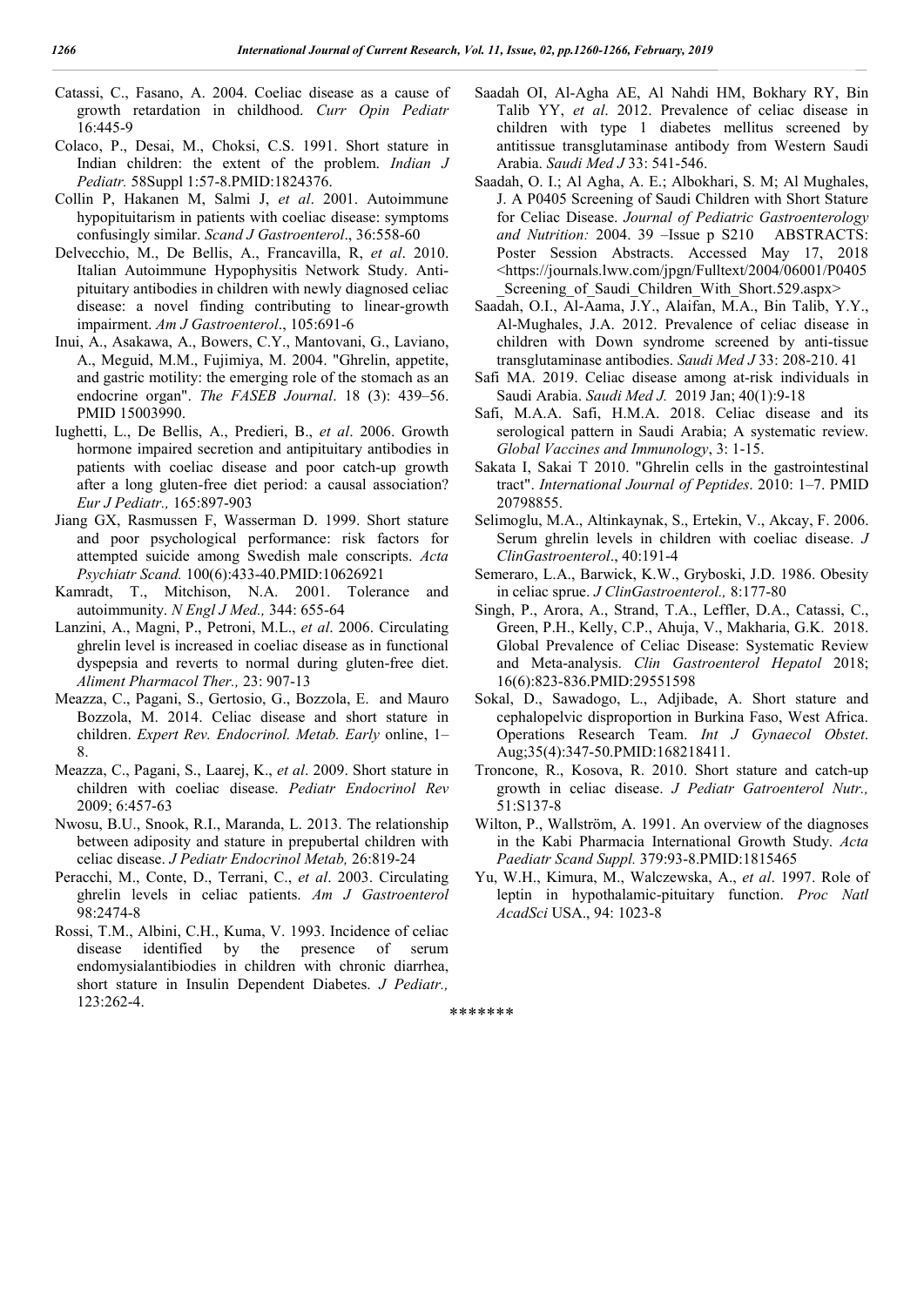Catassi, C., Fasano, A. 2004. Coeliac disease as a cause of growth retardation in childhood. *Curr Opin Pediatr* 16:445-9

Colaco, P., Desai, M., Choksi, C.S. 1991. Short stature in Indian children: the extent of the problem. *Indian J Pediatr.* 58Suppl 1:57-8.PMID:1824376.

Collin P, Hakanen M, Salmi J, *et al*. 2001. Autoimmune hypopituitarism in patients with coeliac disease: symptoms confusingly similar. *Scand J Gastroenterol*., 36:558-60

Delvecchio, M., De Bellis, A., Francavilla, R, *et al*. 2010. Italian Autoimmune Hypophysitis Network Study. Anti-pituitary antibodies in children with newly diagnosed celiac disease: a novel finding contributing to linear-growth impairment. *Am J Gastroenterol*., 105:691-6

Inui, A., Asakawa, A., Bowers, C.Y., Mantovani, G., Laviano, A., Meguid, M.M., Fujimiya, M. 2004. "Ghrelin, appetite, and gastric motility: the emerging role of the stomach as an endocrine organ". *The FASEB Journal*. 18 (3): 439–56. PMID 15003990.

Iughetti, L., De Bellis, A., Predieri, B., *et al*. 2006. Growth hormone impaired secretion and antipituitary antibodies in patients with coeliac disease and poor catch-up growth after a long gluten-free diet period: a causal association? *Eur J Pediatr.,* 165:897-903

Jiang GX, Rasmussen F, Wasserman D. 1999. Short stature and poor psychological performance: risk factors for attempted suicide among Swedish male conscripts. *Acta Psychiatr Scand.* 100(6):433-40.PMID:10626921

Kamradt, T., Mitchison, N.A. 2001. Tolerance and autoimmunity. *N Engl J Med.,* 344: 655-64

Lanzini, A., Magni, P., Petroni, M.L., *et al*. 2006. Circulating ghrelin level is increased in coeliac disease as in functional dyspepsia and reverts to normal during gluten-free diet. *Aliment Pharmacol Ther.,* 23: 907-13

Meazza, C., Pagani, S., Gertosio, G., Bozzola, E. and Mauro Bozzola, M. 2014. Celiac disease and short stature in children. *Expert Rev. Endocrinol. Metab. Early* online, 1–8.

Meazza, C., Pagani, S., Laarej, K., *et al*. 2009. Short stature in children with coeliac disease. *Pediatr Endocrinol Rev* 2009; 6:457-63

Nwosu, B.U., Snook, R.I., Maranda, L. 2013. The relationship between adiposity and stature in prepubertal children with celiac disease. *J Pediatr Endocrinol Metab,* 26:819-24

Peracchi, M., Conte, D., Terrani, C., *et al*. 2003. Circulating ghrelin levels in celiac patients. *Am J Gastroenterol* 98:2474-8

Rossi, T.M., Albini, C.H., Kuma, V. 1993. Incidence of celiac disease identified by the presence of serum endomysialantibiodies in children with chronic diarrhea, short stature in Insulin Dependent Diabetes. *J Pediatr.,* 123:262-4.

Saadah OI, Al-Agha AE, Al Nahdi HM, Bokhary RY, Bin Talib YY, *et al*. 2012. Prevalence of celiac disease in children with type 1 diabetes mellitus screened by antitissue transglutaminase antibody from Western Saudi Arabia. *Saudi Med J* 33: 541-546.

Saadah, O. I.; Al Agha, A. E.; Albokhari, S. M; Al Mughales, J. A P0405 Screening of Saudi Children with Short Stature for Celiac Disease. *Journal of Pediatric Gastroenterology and Nutrition:* 2004. 39 –Issue p S210 ABSTRACTS: Poster Session Abstracts. Accessed May 17, 2018 <https://journals.lww.com/jpgn/Fulltext/2004/06001/P0405_Screening_of_Saudi_Children_With_Short.529.aspx>

Saadah, O.I., Al-Aama, J.Y., Alaifan, M.A., Bin Talib, Y.Y., Al-Mughales, J.A. 2012. Prevalence of celiac disease in children with Down syndrome screened by anti-tissue transglutaminase antibodies. *Saudi Med J* 33: 208-210. 41

Safi MA. 2019. Celiac disease among at-risk individuals in Saudi Arabia. *Saudi Med J.* 2019 Jan; 40(1):9-18

Safi, M.A.A. Safi, H.M.A. 2018. Celiac disease and its serological pattern in Saudi Arabia; A systematic review. *Global Vaccines and Immunology*, 3: 1-15.

Sakata I, Sakai T 2010. "Ghrelin cells in the gastrointestinal tract". *International Journal of Peptides*. 2010: 1–7. PMID 20798855.

Selimoglu, M.A., Altinkaynak, S., Ertekin, V., Akcay, F. 2006. Serum ghrelin levels in children with coeliac disease. *J ClinGastroenterol*., 40:191-4

Semeraro, L.A., Barwick, K.W., Gryboski, J.D. 1986. Obesity in celiac sprue. *J ClinGastroenterol.,* 8:177-80

Singh, P., Arora, A., Strand, T.A., Leffler, D.A., Catassi, C., Green, P.H., Kelly, C.P., Ahuja, V., Makharia, G.K. 2018. Global Prevalence of Celiac Disease: Systematic Review and Meta-analysis. *Clin Gastroenterol Hepatol* 2018; 16(6):823-836.PMID:29551598

Sokal, D., Sawadogo, L., Adjibade, A. Short stature and cephalopelvic disproportion in Burkina Faso, West Africa. Operations Research Team. *Int J Gynaecol Obstet*. Aug;35(4):347-50.PMID:168218411.

Troncone, R., Kosova, R. 2010. Short stature and catch-up growth in celiac disease. *J Pediatr Gatroenterol Nutr.,* 51:S137-8

Wilton, P., Wallström, A. 1991. An overview of the diagnoses in the Kabi Pharmacia International Growth Study. *Acta Paediatr Scand Suppl.* 379:93-8.PMID:1815465

Yu, W.H., Kimura, M., Walczewska, A., *et al*. 1997. Role of leptin in hypothalamic-pituitary function. *Proc Natl AcadSci* USA., 94: 1023-8

*******